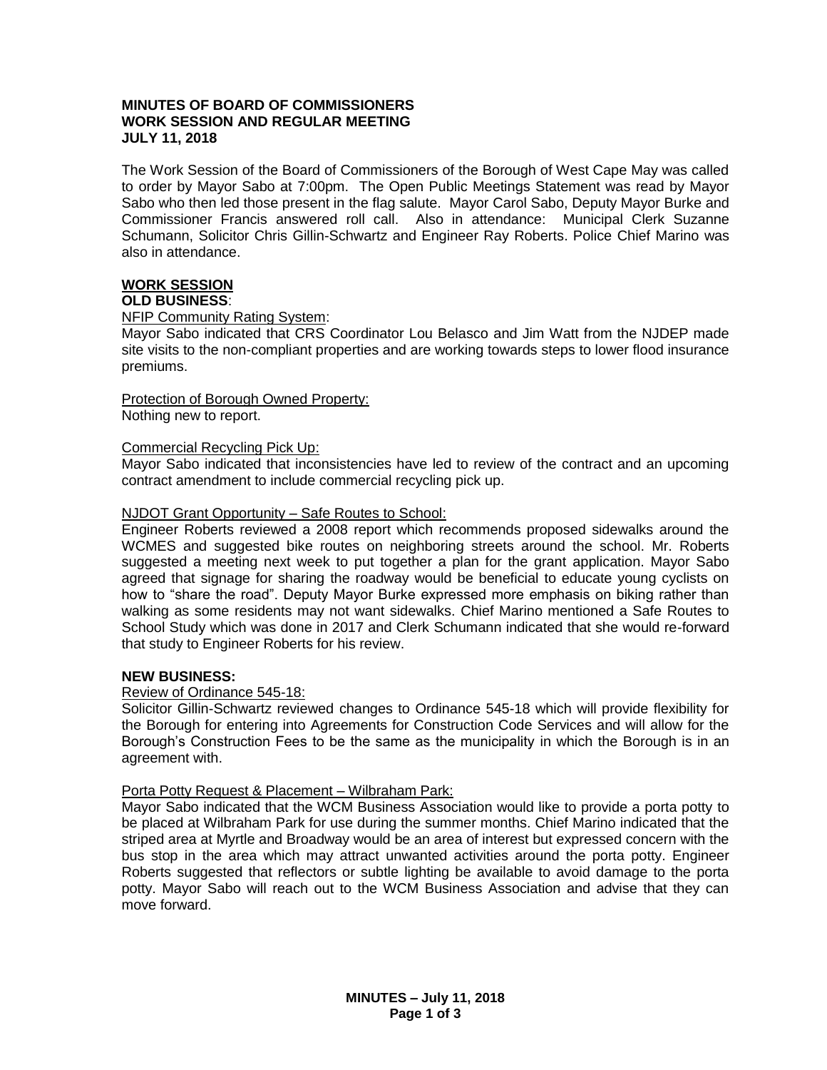**MINUTES OF BOARD OF COMMISSIONERS**
**WORK SESSION AND REGULAR MEETING**
**JULY 11, 2018**

The Work Session of the Board of Commissioners of the Borough of West Cape May was called to order by Mayor Sabo at 7:00pm. The Open Public Meetings Statement was read by Mayor Sabo who then led those present in the flag salute. Mayor Carol Sabo, Deputy Mayor Burke and Commissioner Francis answered roll call. Also in attendance: Municipal Clerk Suzanne Schumann, Solicitor Chris Gillin-Schwartz and Engineer Ray Roberts. Police Chief Marino was also in attendance.

## WORK SESSION

### OLD BUSINESS:

NFIP Community Rating System:
Mayor Sabo indicated that CRS Coordinator Lou Belasco and Jim Watt from the NJDEP made site visits to the non-compliant properties and are working towards steps to lower flood insurance premiums.

Protection of Borough Owned Property:
Nothing new to report.

Commercial Recycling Pick Up:
Mayor Sabo indicated that inconsistencies have led to review of the contract and an upcoming contract amendment to include commercial recycling pick up.

NJDOT Grant Opportunity – Safe Routes to School:
Engineer Roberts reviewed a 2008 report which recommends proposed sidewalks around the WCMES and suggested bike routes on neighboring streets around the school. Mr. Roberts suggested a meeting next week to put together a plan for the grant application. Mayor Sabo agreed that signage for sharing the roadway would be beneficial to educate young cyclists on how to "share the road". Deputy Mayor Burke expressed more emphasis on biking rather than walking as some residents may not want sidewalks. Chief Marino mentioned a Safe Routes to School Study which was done in 2017 and Clerk Schumann indicated that she would re-forward that study to Engineer Roberts for his review.

### NEW BUSINESS:

Review of Ordinance 545-18:
Solicitor Gillin-Schwartz reviewed changes to Ordinance 545-18 which will provide flexibility for the Borough for entering into Agreements for Construction Code Services and will allow for the Borough's Construction Fees to be the same as the municipality in which the Borough is in an agreement with.

Porta Potty Request & Placement – Wilbraham Park:
Mayor Sabo indicated that the WCM Business Association would like to provide a porta potty to be placed at Wilbraham Park for use during the summer months. Chief Marino indicated that the striped area at Myrtle and Broadway would be an area of interest but expressed concern with the bus stop in the area which may attract unwanted activities around the porta potty. Engineer Roberts suggested that reflectors or subtle lighting be available to avoid damage to the porta potty. Mayor Sabo will reach out to the WCM Business Association and advise that they can move forward.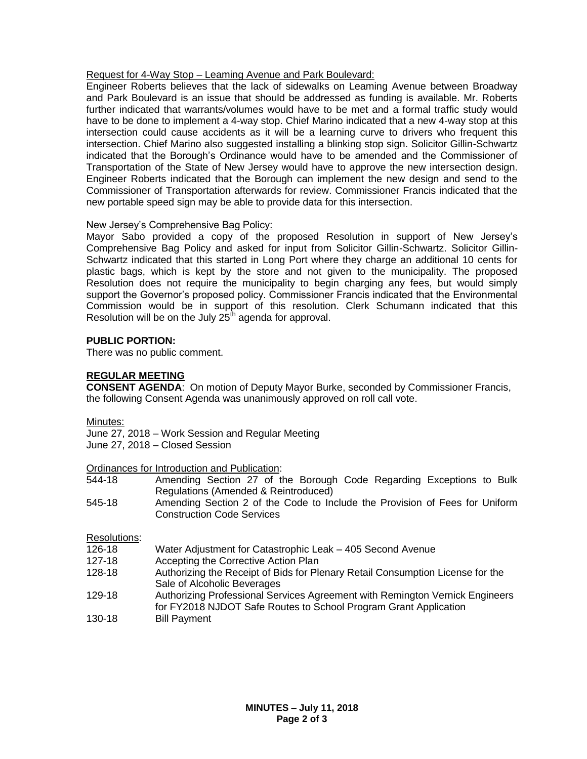Request for 4-Way Stop – Leaming Avenue and Park Boulevard:

Engineer Roberts believes that the lack of sidewalks on Leaming Avenue between Broadway and Park Boulevard is an issue that should be addressed as funding is available. Mr. Roberts further indicated that warrants/volumes would have to be met and a formal traffic study would have to be done to implement a 4-way stop. Chief Marino indicated that a new 4-way stop at this intersection could cause accidents as it will be a learning curve to drivers who frequent this intersection. Chief Marino also suggested installing a blinking stop sign. Solicitor Gillin-Schwartz indicated that the Borough's Ordinance would have to be amended and the Commissioner of Transportation of the State of New Jersey would have to approve the new intersection design. Engineer Roberts indicated that the Borough can implement the new design and send to the Commissioner of Transportation afterwards for review. Commissioner Francis indicated that the new portable speed sign may be able to provide data for this intersection.

New Jersey's Comprehensive Bag Policy:

Mayor Sabo provided a copy of the proposed Resolution in support of New Jersey's Comprehensive Bag Policy and asked for input from Solicitor Gillin-Schwartz. Solicitor Gillin-Schwartz indicated that this started in Long Port where they charge an additional 10 cents for plastic bags, which is kept by the store and not given to the municipality. The proposed Resolution does not require the municipality to begin charging any fees, but would simply support the Governor's proposed policy. Commissioner Francis indicated that the Environmental Commission would be in support of this resolution. Clerk Schumann indicated that this Resolution will be on the July 25th agenda for approval.

**PUBLIC PORTION:**

There was no public comment.

**REGULAR MEETING**

**CONSENT AGENDA**: On motion of Deputy Mayor Burke, seconded by Commissioner Francis, the following Consent Agenda was unanimously approved on roll call vote.

Minutes:

June 27, 2018 – Work Session and Regular Meeting
June 27, 2018 – Closed Session

Ordinances for Introduction and Publication:

| | |
|---|---|
| 544-18 | Amending Section 27 of the Borough Code Regarding Exceptions to Bulk Regulations (Amended & Reintroduced) |
| 545-18 | Amending Section 2 of the Code to Include the Provision of Fees for Uniform Construction Code Services |

Resolutions:

| | |
|---|---|
| 126-18 | Water Adjustment for Catastrophic Leak – 405 Second Avenue |
| 127-18 | Accepting the Corrective Action Plan |
| 128-18 | Authorizing the Receipt of Bids for Plenary Retail Consumption License for the Sale of Alcoholic Beverages |
| 129-18 | Authorizing Professional Services Agreement with Remington Vernick Engineers for FY2018 NJDOT Safe Routes to School Program Grant Application |
| 130-18 | Bill Payment |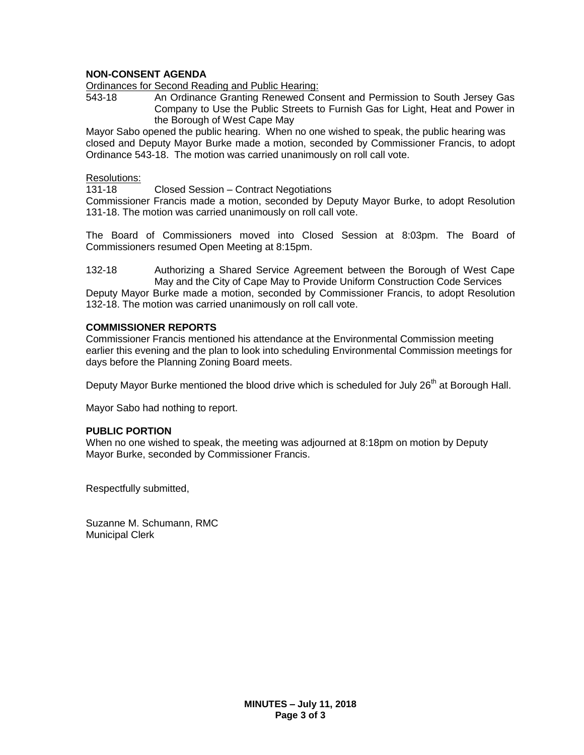**NON-CONSENT AGENDA**

Ordinances for Second Reading and Public Hearing:

543-18 An Ordinance Granting Renewed Consent and Permission to South Jersey Gas Company to Use the Public Streets to Furnish Gas for Light, Heat and Power in the Borough of West Cape May

Mayor Sabo opened the public hearing. When no one wished to speak, the public hearing was closed and Deputy Mayor Burke made a motion, seconded by Commissioner Francis, to adopt Ordinance 543-18. The motion was carried unanimously on roll call vote.

Resolutions:

131-18 Closed Session – Contract Negotiations

Commissioner Francis made a motion, seconded by Deputy Mayor Burke, to adopt Resolution 131-18. The motion was carried unanimously on roll call vote.

The Board of Commissioners moved into Closed Session at 8:03pm. The Board of Commissioners resumed Open Meeting at 8:15pm.

132-18 Authorizing a Shared Service Agreement between the Borough of West Cape May and the City of Cape May to Provide Uniform Construction Code Services

Deputy Mayor Burke made a motion, seconded by Commissioner Francis, to adopt Resolution 132-18. The motion was carried unanimously on roll call vote.

**COMMISSIONER REPORTS**

Commissioner Francis mentioned his attendance at the Environmental Commission meeting earlier this evening and the plan to look into scheduling Environmental Commission meetings for days before the Planning Zoning Board meets.

Deputy Mayor Burke mentioned the blood drive which is scheduled for July 26th at Borough Hall.

Mayor Sabo had nothing to report.

**PUBLIC PORTION**

When no one wished to speak, the meeting was adjourned at 8:18pm on motion by Deputy Mayor Burke, seconded by Commissioner Francis.

Respectfully submitted,

Suzanne M. Schumann, RMC
Municipal Clerk